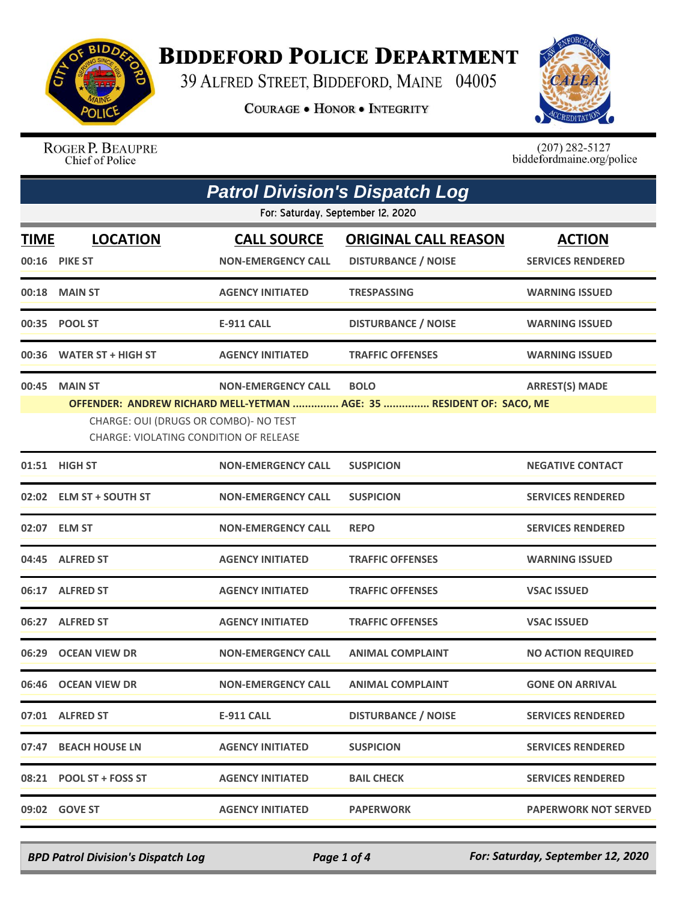# BIDDEFORD POLICE DEPARTMENT

39 ALFRED STREET, BIDDEFORD, MAINE 04005

COURAGE • HONOR • INTEGRITY

ROGER P. BEAUPRE
Chief of Police

(207) 282-5127
biddefordmaine.org/police

## Patrol Division's Dispatch Log

For: Saturday, September 12, 2020

| TIME | LOCATION | CALL SOURCE | ORIGINAL CALL REASON | ACTION |
|---|---|---|---|---|
| 00:16 | PIKE ST | NON-EMERGENCY CALL | DISTURBANCE / NOISE | SERVICES RENDERED |
| 00:18 | MAIN ST | AGENCY INITIATED | TRESPASSING | WARNING ISSUED |
| 00:35 | POOL ST | E-911 CALL | DISTURBANCE / NOISE | WARNING ISSUED |
| 00:36 | WATER ST + HIGH ST | AGENCY INITIATED | TRAFFIC OFFENSES | WARNING ISSUED |
| 00:45 | MAIN ST | NON-EMERGENCY CALL | BOLO | ARREST(S) MADE |
| | OFFENDER: ANDREW RICHARD MELL-YETMAN ............... AGE: 35 ............... RESIDENT OF: SACO, ME<br>CHARGE: OUI (DRUGS OR COMBO)- NO TEST<br>CHARGE: VIOLATING CONDITION OF RELEASE | | | |
| 01:51 | HIGH ST | NON-EMERGENCY CALL | SUSPICION | NEGATIVE CONTACT |
| 02:02 | ELM ST + SOUTH ST | NON-EMERGENCY CALL | SUSPICION | SERVICES RENDERED |
| 02:07 | ELM ST | NON-EMERGENCY CALL | REPO | SERVICES RENDERED |
| 04:45 | ALFRED ST | AGENCY INITIATED | TRAFFIC OFFENSES | WARNING ISSUED |
| 06:17 | ALFRED ST | AGENCY INITIATED | TRAFFIC OFFENSES | VSAC ISSUED |
| 06:27 | ALFRED ST | AGENCY INITIATED | TRAFFIC OFFENSES | VSAC ISSUED |
| 06:29 | OCEAN VIEW DR | NON-EMERGENCY CALL | ANIMAL COMPLAINT | NO ACTION REQUIRED |
| 06:46 | OCEAN VIEW DR | NON-EMERGENCY CALL | ANIMAL COMPLAINT | GONE ON ARRIVAL |
| 07:01 | ALFRED ST | E-911 CALL | DISTURBANCE / NOISE | SERVICES RENDERED |
| 07:47 | BEACH HOUSE LN | AGENCY INITIATED | SUSPICION | SERVICES RENDERED |
| 08:21 | POOL ST + FOSS ST | AGENCY INITIATED | BAIL CHECK | SERVICES RENDERED |
| 09:02 | GOVE ST | AGENCY INITIATED | PAPERWORK | PAPERWORK NOT SERVED |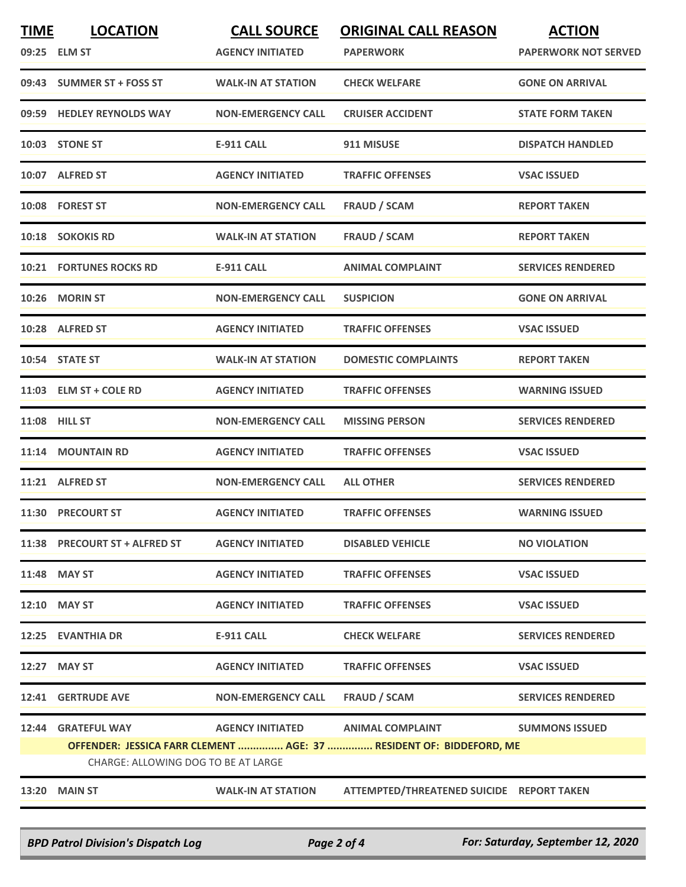| TIME | LOCATION | CALL SOURCE | ORIGINAL CALL REASON | ACTION |
|---|---|---|---|---|
| 09:25 | ELM ST | AGENCY INITIATED | PAPERWORK | PAPERWORK NOT SERVED |
| 09:43 | SUMMER ST + FOSS ST | WALK-IN AT STATION | CHECK WELFARE | GONE ON ARRIVAL |
| 09:59 | HEDLEY REYNOLDS WAY | NON-EMERGENCY CALL | CRUISER ACCIDENT | STATE FORM TAKEN |
| 10:03 | STONE ST | E-911 CALL | 911 MISUSE | DISPATCH HANDLED |
| 10:07 | ALFRED ST | AGENCY INITIATED | TRAFFIC OFFENSES | VSAC ISSUED |
| 10:08 | FOREST ST | NON-EMERGENCY CALL | FRAUD / SCAM | REPORT TAKEN |
| 10:18 | SOKOKIS RD | WALK-IN AT STATION | FRAUD / SCAM | REPORT TAKEN |
| 10:21 | FORTUNES ROCKS RD | E-911 CALL | ANIMAL COMPLAINT | SERVICES RENDERED |
| 10:26 | MORIN ST | NON-EMERGENCY CALL | SUSPICION | GONE ON ARRIVAL |
| 10:28 | ALFRED ST | AGENCY INITIATED | TRAFFIC OFFENSES | VSAC ISSUED |
| 10:54 | STATE ST | WALK-IN AT STATION | DOMESTIC COMPLAINTS | REPORT TAKEN |
| 11:03 | ELM ST + COLE RD | AGENCY INITIATED | TRAFFIC OFFENSES | WARNING ISSUED |
| 11:08 | HILL ST | NON-EMERGENCY CALL | MISSING PERSON | SERVICES RENDERED |
| 11:14 | MOUNTAIN RD | AGENCY INITIATED | TRAFFIC OFFENSES | VSAC ISSUED |
| 11:21 | ALFRED ST | NON-EMERGENCY CALL | ALL OTHER | SERVICES RENDERED |
| 11:30 | PRECOURT ST | AGENCY INITIATED | TRAFFIC OFFENSES | WARNING ISSUED |
| 11:38 | PRECOURT ST + ALFRED ST | AGENCY INITIATED | DISABLED VEHICLE | NO VIOLATION |
| 11:48 | MAY ST | AGENCY INITIATED | TRAFFIC OFFENSES | VSAC ISSUED |
| 12:10 | MAY ST | AGENCY INITIATED | TRAFFIC OFFENSES | VSAC ISSUED |
| 12:25 | EVANTHIA DR | E-911 CALL | CHECK WELFARE | SERVICES RENDERED |
| 12:27 | MAY ST | AGENCY INITIATED | TRAFFIC OFFENSES | VSAC ISSUED |
| 12:41 | GERTRUDE AVE | NON-EMERGENCY CALL | FRAUD / SCAM | SERVICES RENDERED |
| 12:44 | GRATEFUL WAY | AGENCY INITIATED | ANIMAL COMPLAINT | SUMMONS ISSUED |
| | OFFENDER: JESSICA FARR CLEMENT ............... AGE: 37 ............... RESIDENT OF: BIDDEFORD, ME | | | |
| | CHARGE: ALLOWING DOG TO BE AT LARGE | | | |
| 13:20 | MAIN ST | WALK-IN AT STATION | ATTEMPTED/THREATENED SUICIDE | REPORT TAKEN |

*BPD Patrol Division's Dispatch Log* — *For: Saturday, September 12, 2020*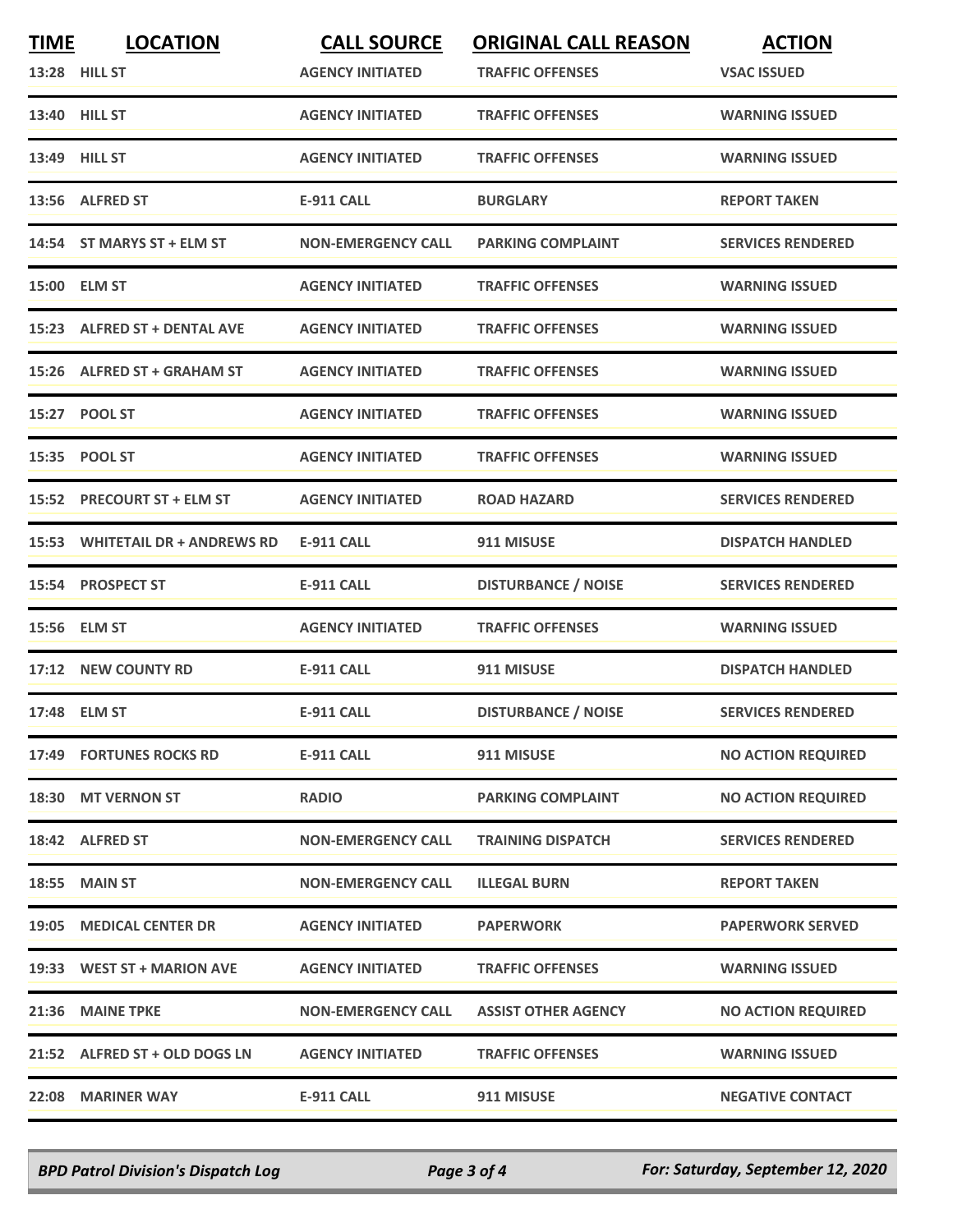| TIME | LOCATION | CALL SOURCE | ORIGINAL CALL REASON | ACTION |
|---|---|---|---|---|
| 13:28 | HILL ST | AGENCY INITIATED | TRAFFIC OFFENSES | VSAC ISSUED |
| 13:40 | HILL ST | AGENCY INITIATED | TRAFFIC OFFENSES | WARNING ISSUED |
| 13:49 | HILL ST | AGENCY INITIATED | TRAFFIC OFFENSES | WARNING ISSUED |
| 13:56 | ALFRED ST | E-911 CALL | BURGLARY | REPORT TAKEN |
| 14:54 | ST MARYS ST + ELM ST | NON-EMERGENCY CALL | PARKING COMPLAINT | SERVICES RENDERED |
| 15:00 | ELM ST | AGENCY INITIATED | TRAFFIC OFFENSES | WARNING ISSUED |
| 15:23 | ALFRED ST + DENTAL AVE | AGENCY INITIATED | TRAFFIC OFFENSES | WARNING ISSUED |
| 15:26 | ALFRED ST + GRAHAM ST | AGENCY INITIATED | TRAFFIC OFFENSES | WARNING ISSUED |
| 15:27 | POOL ST | AGENCY INITIATED | TRAFFIC OFFENSES | WARNING ISSUED |
| 15:35 | POOL ST | AGENCY INITIATED | TRAFFIC OFFENSES | WARNING ISSUED |
| 15:52 | PRECOURT ST + ELM ST | AGENCY INITIATED | ROAD HAZARD | SERVICES RENDERED |
| 15:53 | WHITETAIL DR + ANDREWS RD | E-911 CALL | 911 MISUSE | DISPATCH HANDLED |
| 15:54 | PROSPECT ST | E-911 CALL | DISTURBANCE / NOISE | SERVICES RENDERED |
| 15:56 | ELM ST | AGENCY INITIATED | TRAFFIC OFFENSES | WARNING ISSUED |
| 17:12 | NEW COUNTY RD | E-911 CALL | 911 MISUSE | DISPATCH HANDLED |
| 17:48 | ELM ST | E-911 CALL | DISTURBANCE / NOISE | SERVICES RENDERED |
| 17:49 | FORTUNES ROCKS RD | E-911 CALL | 911 MISUSE | NO ACTION REQUIRED |
| 18:30 | MT VERNON ST | RADIO | PARKING COMPLAINT | NO ACTION REQUIRED |
| 18:42 | ALFRED ST | NON-EMERGENCY CALL | TRAINING DISPATCH | SERVICES RENDERED |
| 18:55 | MAIN ST | NON-EMERGENCY CALL | ILLEGAL BURN | REPORT TAKEN |
| 19:05 | MEDICAL CENTER DR | AGENCY INITIATED | PAPERWORK | PAPERWORK SERVED |
| 19:33 | WEST ST + MARION AVE | AGENCY INITIATED | TRAFFIC OFFENSES | WARNING ISSUED |
| 21:36 | MAINE TPKE | NON-EMERGENCY CALL | ASSIST OTHER AGENCY | NO ACTION REQUIRED |
| 21:52 | ALFRED ST + OLD DOGS LN | AGENCY INITIATED | TRAFFIC OFFENSES | WARNING ISSUED |
| 22:08 | MARINER WAY | E-911 CALL | 911 MISUSE | NEGATIVE CONTACT |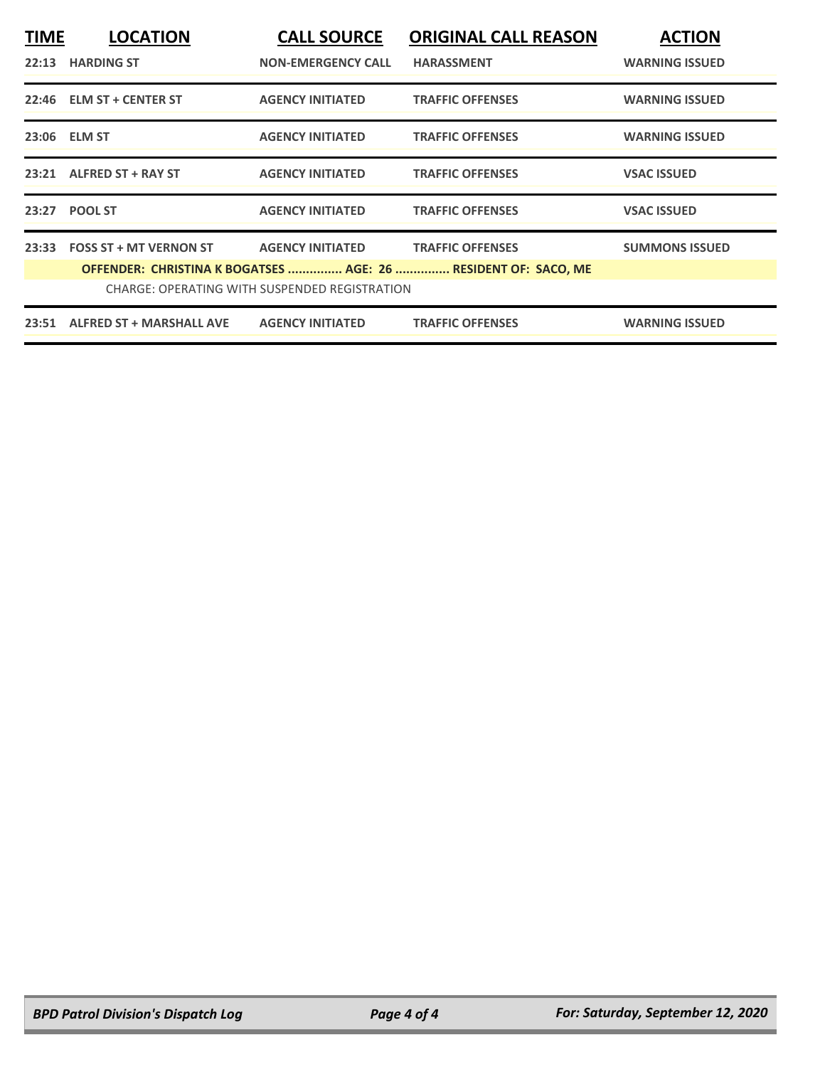| TIME | LOCATION | CALL SOURCE | ORIGINAL CALL REASON | ACTION |
|---|---|---|---|---|
| 22:13 | HARDING ST | NON-EMERGENCY CALL | HARASSMENT | WARNING ISSUED |
| 22:46 | ELM ST + CENTER ST | AGENCY INITIATED | TRAFFIC OFFENSES | WARNING ISSUED |
| 23:06 | ELM ST | AGENCY INITIATED | TRAFFIC OFFENSES | WARNING ISSUED |
| 23:21 | ALFRED ST + RAY ST | AGENCY INITIATED | TRAFFIC OFFENSES | VSAC ISSUED |
| 23:27 | POOL ST | AGENCY INITIATED | TRAFFIC OFFENSES | VSAC ISSUED |
| 23:33 | FOSS ST + MT VERNON ST | AGENCY INITIATED | TRAFFIC OFFENSES | SUMMONS ISSUED |
| | **OFFENDER: CHRISTINA K BOGATSES ............... AGE: 26 ............... RESIDENT OF: SACO, ME** | | | |
| | CHARGE: OPERATING WITH SUSPENDED REGISTRATION | | | |
| 23:51 | ALFRED ST + MARSHALL AVE | AGENCY INITIATED | TRAFFIC OFFENSES | WARNING ISSUED |